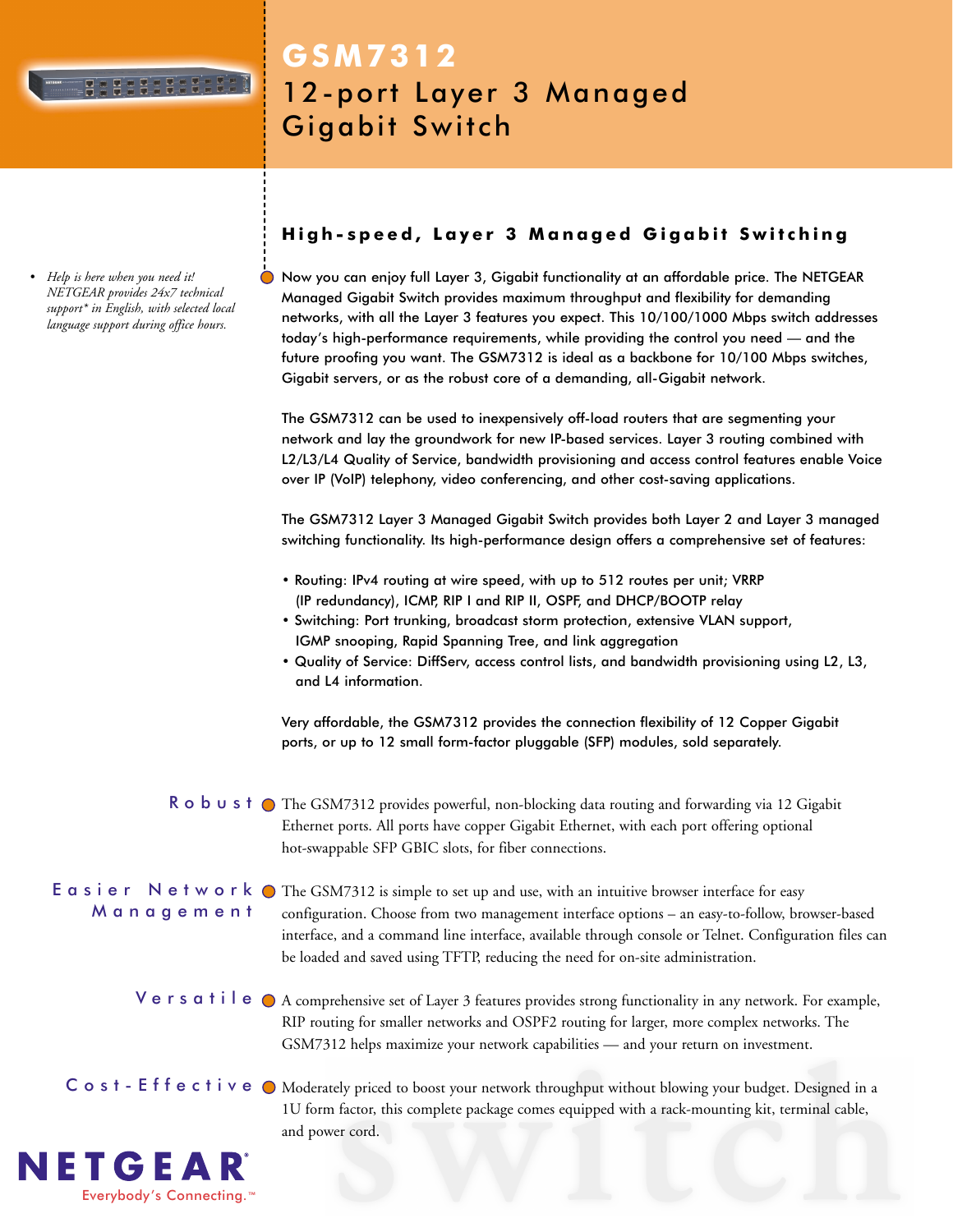# GSM7312

## 12-port Layer 3 Managed Gigabit Switch

- *Help is here when you need it! NETGEAR provides 24x7 technical support* in English, with selected local language support during office hours.*

### High-speed, Layer 3 Managed Gigabit Switching

Now you can enjoy full Layer 3, Gigabit functionality at an affordable price. The NETGEAR Managed Gigabit Switch provides maximum throughput and flexibility for demanding networks, with all the Layer 3 features you expect. This 10/100/1000 Mbps switch addresses today's high-performance requirements, while providing the control you need — and the future proofing you want. The GSM7312 is ideal as a backbone for 10/100 Mbps switches, Gigabit servers, or as the robust core of a demanding, all-Gigabit network.

The GSM7312 can be used to inexpensively off-load routers that are segmenting your network and lay the groundwork for new IP-based services. Layer 3 routing combined with L2/L3/L4 Quality of Service, bandwidth provisioning and access control features enable Voice over IP (VoIP) telephony, video conferencing, and other cost-saving applications.

The GSM7312 Layer 3 Managed Gigabit Switch provides both Layer 2 and Layer 3 managed switching functionality. Its high-performance design offers a comprehensive set of features:

- Routing: IPv4 routing at wire speed, with up to 512 routes per unit; VRRP (IP redundancy), ICMP, RIP I and RIP II, OSPF, and DHCP/BOOTP relay
- Switching: Port trunking, broadcast storm protection, extensive VLAN support, IGMP snooping, Rapid Spanning Tree, and link aggregation
- Quality of Service: DiffServ, access control lists, and bandwidth provisioning using L2, L3, and L4 information.

Very affordable, the GSM7312 provides the connection flexibility of 12 Copper Gigabit ports, or up to 12 small form-factor pluggable (SFP) modules, sold separately.

**Robust**
The GSM7312 provides powerful, non-blocking data routing and forwarding via 12 Gigabit Ethernet ports. All ports have copper Gigabit Ethernet, with each port offering optional hot-swappable SFP GBIC slots, for fiber connections.

**Easier Network Management**
The GSM7312 is simple to set up and use, with an intuitive browser interface for easy configuration. Choose from two management interface options – an easy-to-follow, browser-based interface, and a command line interface, available through console or Telnet. Configuration files can be loaded and saved using TFTP, reducing the need for on-site administration.

**Versatile**
A comprehensive set of Layer 3 features provides strong functionality in any network. For example, RIP routing for smaller networks and OSPF2 routing for larger, more complex networks. The GSM7312 helps maximize your network capabilities — and your return on investment.

**Cost-Effective**
Moderately priced to boost your network throughput without blowing your budget. Designed in a 1U form factor, this complete package comes equipped with a rack-mounting kit, terminal cable, and power cord.

NETGEAR®
Everybody's Connecting.™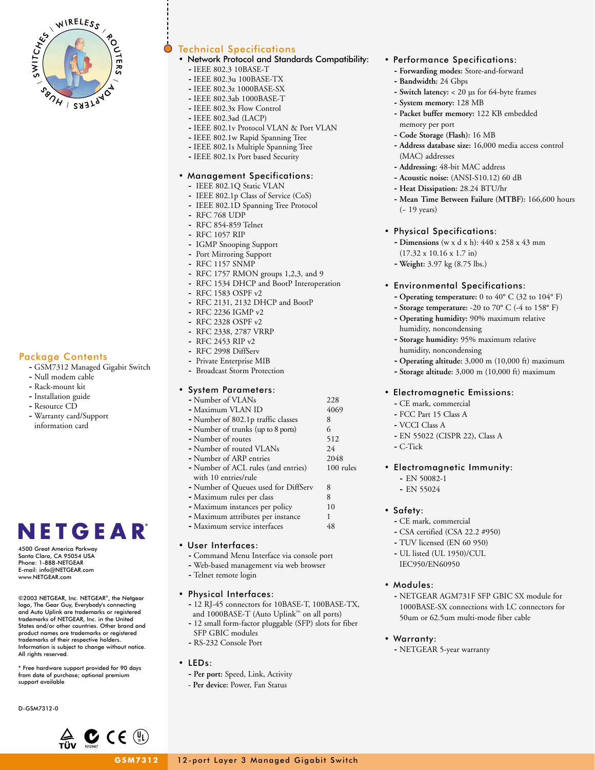## Technical Specifications

- **Network Protocol and Standards Compatibility:**
  - IEEE 802.3 10BASE-T
  - IEEE 802.3u 100BASE-TX
  - IEEE 802.3z 1000BASE-SX
  - IEEE 802.3ab 1000BASE-T
  - IEEE 802.3x Flow Control
  - IEEE 802.3ad (LACP)
  - IEEE 802.1v Protocol VLAN & Port VLAN
  - IEEE 802.1w Rapid Spanning Tree
  - IEEE 802.1s Multiple Spanning Tree
  - IEEE 802.1x Port based Security

- **Management Specifications:**
  - IEEE 802.1Q Static VLAN
  - IEEE 802.1p Class of Service (CoS)
  - IEEE 802.1D Spanning Tree Protocol
  - RFC 768 UDP
  - RFC 854-859 Telnet
  - RFC 1057 RIP
  - IGMP Snooping Support
  - Port Mirroring Support
  - RFC 1157 SNMP
  - RFC 1757 RMON groups 1,2,3, and 9
  - RFC 1534 DHCP and BootP Interoperation
  - RFC 1583 OSPF v2
  - RFC 2131, 2132 DHCP and BootP
  - RFC 2236 IGMP v2
  - RFC 2328 OSPF v2
  - RFC 2338, 2787 VRRP
  - RFC 2453 RIP v2
  - RFC 2998 DiffServ
  - Private Enterprise MIB
  - Broadcast Storm Protection

- **System Parameters:**

| | |
|---|---|
| Number of VLANs | 228 |
| Maximum VLAN ID | 4069 |
| Number of 802.1p traffic classes | 8 |
| Number of trunks (up to 8 ports) | 6 |
| Number of routes | 512 |
| Number of routed VLANs | 24 |
| Number of ARP entries | 2048 |
| Number of ACL rules (and entries) with 10 entries/rule | 100 rules |
| Number of Queues used for DiffServ | 8 |
| Maximum rules per class | 8 |
| Maximum instances per policy | 10 |
| Maximum attributes per instance | 1 |
| Maximum service interfaces | 48 |

- **User Interfaces:**
  - Command Menu Interface via console port
  - Web-based management via web browser
  - Telnet remote login

- **Physical Interfaces:**
  - 12 RJ-45 connectors for 10BASE-T, 100BASE-TX, and 1000BASE-T (Auto Uplink™ on all ports)
  - 12 small form-factor pluggable (SFP) slots for fiber SFP GBIC modules
  - RS-232 Console Port

- **LEDs:**
  - **Per port:** Speed, Link, Activity
  - **Per device:** Power, Fan Status

- **Performance Specifications:**
  - **Forwarding modes:** Store-and-forward
  - **Bandwidth:** 24 Gbps
  - **Switch latency:** < 20 µs for 64-byte frames
  - **System memory:** 128 MB
  - **Packet buffer memory:** 122 KB embedded memory per port
  - **Code Storage (Flash):** 16 MB
  - **Address database size:** 16,000 media access control (MAC) addresses
  - **Addressing:** 48-bit MAC address
  - **Acoustic noise:** (ANSI-S10.12) 60 dB
  - **Heat Dissipation:** 28.24 BTU/hr
  - **Mean Time Between Failure (MTBF):** 166,600 hours (~ 19 years)

- **Physical Specifications:**
  - **Dimensions** (w x d x h): 440 x 258 x 43 mm (17.32 x 10.16 x 1.7 in)
  - **Weight:** 3.97 kg (8.75 lbs.)

- **Environmental Specifications:**
  - **Operating temperature:** 0 to 40° C (32 to 104° F)
  - **Storage temperature:** -20 to 70° C (-4 to 158° F)
  - **Operating humidity:** 90% maximum relative humidity, noncondensing
  - **Storage humidity:** 95% maximum relative humidity, noncondensing
  - **Operating altitude:** 3,000 m (10,000 ft) maximum
  - **Storage altitude:** 3,000 m (10,000 ft) maximum

- **Electromagnetic Emissions:**
  - CE mark, commercial
  - FCC Part 15 Class A
  - VCCI Class A
  - EN 55022 (CISPR 22), Class A
  - C-Tick

- **Electromagnetic Immunity:**
  - EN 50082-1
  - EN 55024

- **Safety:**
  - CE mark, commercial
  - CSA certified (CSA 22.2 #950)
  - TUV licensed (EN 60 950)
  - UL listed (UL 1950)/CUL IEC950/EN60950

- **Modules:**
  - NETGEAR AGM731F SFP GBIC SX module for 1000BASE-SX connections with LC connectors for 50um or 62.5um multi-mode fiber cable

- **Warranty:**
  - NETGEAR 5-year warranty

## Package Contents

- GSM7312 Managed Gigabit Switch
- Null modem cable
- Rack-mount kit
- Installation guide
- Resource CD
- Warranty card/Support information card

**NETGEAR**

4500 Great America Parkway
Santa Clara, CA 95054 USA
Phone: 1-888-NETGEAR
E-mail: info@NETGEAR.com
www.NETGEAR.com

©2003 NETGEAR, Inc. NETGEAR®, the Netgear logo, The Gear Guy, Everybody's connecting and Auto Uplink are trademarks or registered trademarks of NETGEAR, Inc. in the United States and/or other countries. Other brand and product names are trademarks or registered trademarks of their respective holders. Information is subject to change without notice. All rights reserved.

* Free hardware support provided for 90 days from date of purchase; optional premium support available

D-GSM7312-0

GSM7312 12-port Layer 3 Managed Gigabit Switch